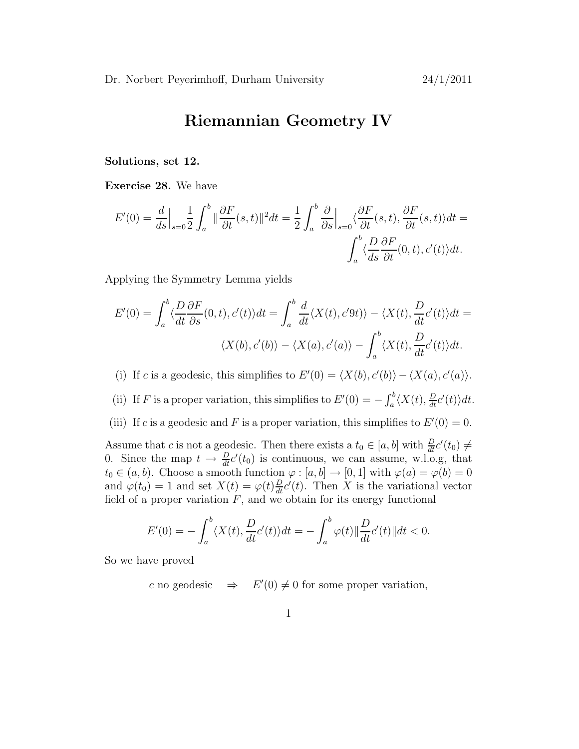Dr. Norbert Peyerimhoff, Durham University 24/1/2011

# Riemannian Geometry IV

**Solutions, set 12.**

**Exercise 28.** We have

$$E'(0) = \frac{d}{ds}\Big|_{s=0} \frac{1}{2}\int_a^b \|\frac{\partial F}{\partial t}(s,t)\|^2 dt = \frac{1}{2}\int_a^b \frac{\partial}{\partial s}\Big|_{s=0} \langle \frac{\partial F}{\partial t}(s,t), \frac{\partial F}{\partial t}(s,t)\rangle dt = \int_a^b \langle \frac{D}{ds}\frac{\partial F}{\partial t}(0,t), c'(t)\rangle dt.$$

Applying the Symmetry Lemma yields

$$E'(0) = \int_a^b \langle \frac{D}{dt}\frac{\partial F}{\partial s}(0,t), c'(t)\rangle dt = \int_a^b \frac{d}{dt}\langle X(t), c'9t)\rangle - \langle X(t), \frac{D}{dt}c'(t)\rangle dt = \langle X(b), c'(b)\rangle - \langle X(a), c'(a)\rangle - \int_a^b \langle X(t), \frac{D}{dt}c'(t)\rangle dt.$$

(i) If $c$ is a geodesic, this simplifies to $E'(0) = \langle X(b), c'(b)\rangle - \langle X(a), c'(a)\rangle$.

(ii) If $F$ is a proper variation, this simplifies to $E'(0) = -\int_a^b \langle X(t), \frac{D}{dt}c'(t)\rangle dt$.

(iii) If $c$ is a geodesic and $F$ is a proper variation, this simplifies to $E'(0) = 0$.

Assume that $c$ is not a geodesic. Then there exists a $t_0 \in [a,b]$ with $\frac{D}{dt}c'(t_0) \neq 0$. Since the map $t \to \frac{D}{dt}c'(t_0)$ is continuous, we can assume, w.l.o.g, that $t_0 \in (a,b)$. Choose a smooth function $\varphi : [a,b] \to [0,1]$ with $\varphi(a) = \varphi(b) = 0$ and $\varphi(t_0) = 1$ and set $X(t) = \varphi(t)\frac{D}{dt}c'(t)$. Then $X$ is the variational vector field of a proper variation $F$, and we obtain for its energy functional

$$E'(0) = -\int_a^b \langle X(t), \frac{D}{dt}c'(t)\rangle dt = -\int_a^b \varphi(t)\|\frac{D}{dt}c'(t)\| dt < 0.$$

So we have proved

$c$ no geodesic $\quad \Rightarrow \quad E'(0) \neq 0$ for some proper variation,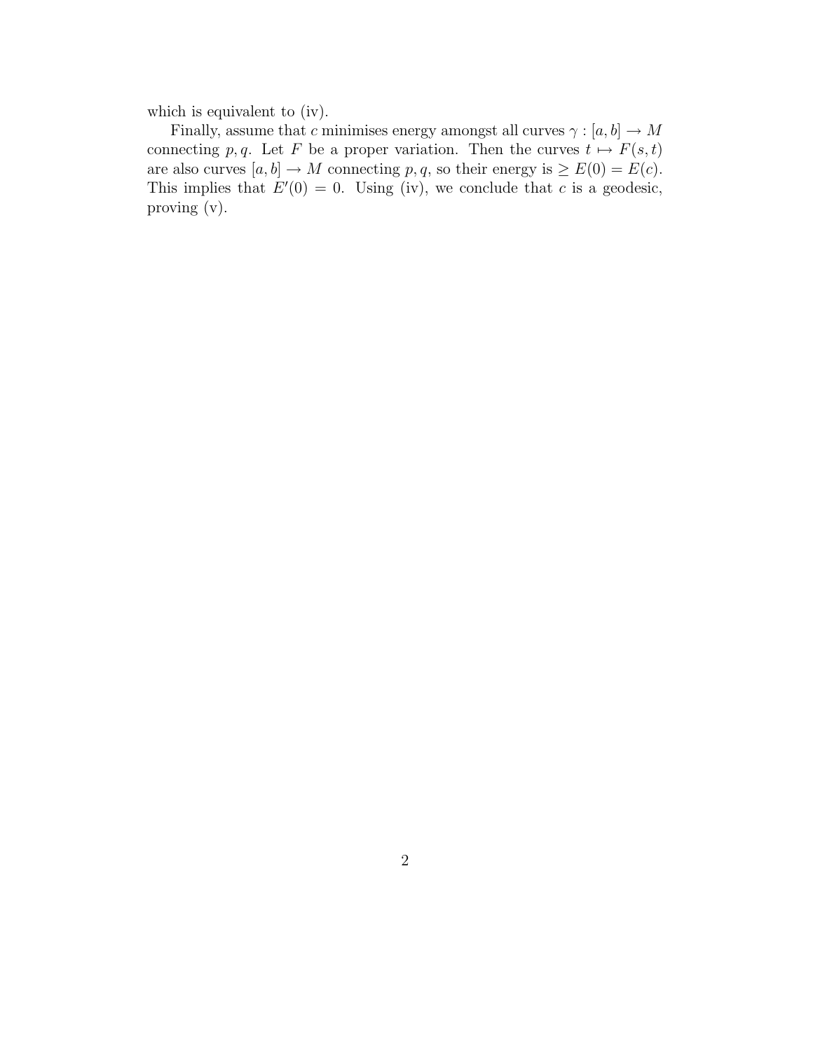which is equivalent to (iv).

Finally, assume that $c$ minimises energy amongst all curves $\gamma : [a, b] \longrightarrow M$ connecting $p, q$. Let $F$ be a proper variation. Then the curves $t \mapsto F(s, t)$ are also curves $[a, b] \to M$ connecting $p, q$, so their energy is $\geq E(0) = E(c)$. This implies that $E'(0) = 0$. Using (iv), we conclude that $c$ is a geodesic, proving (v).